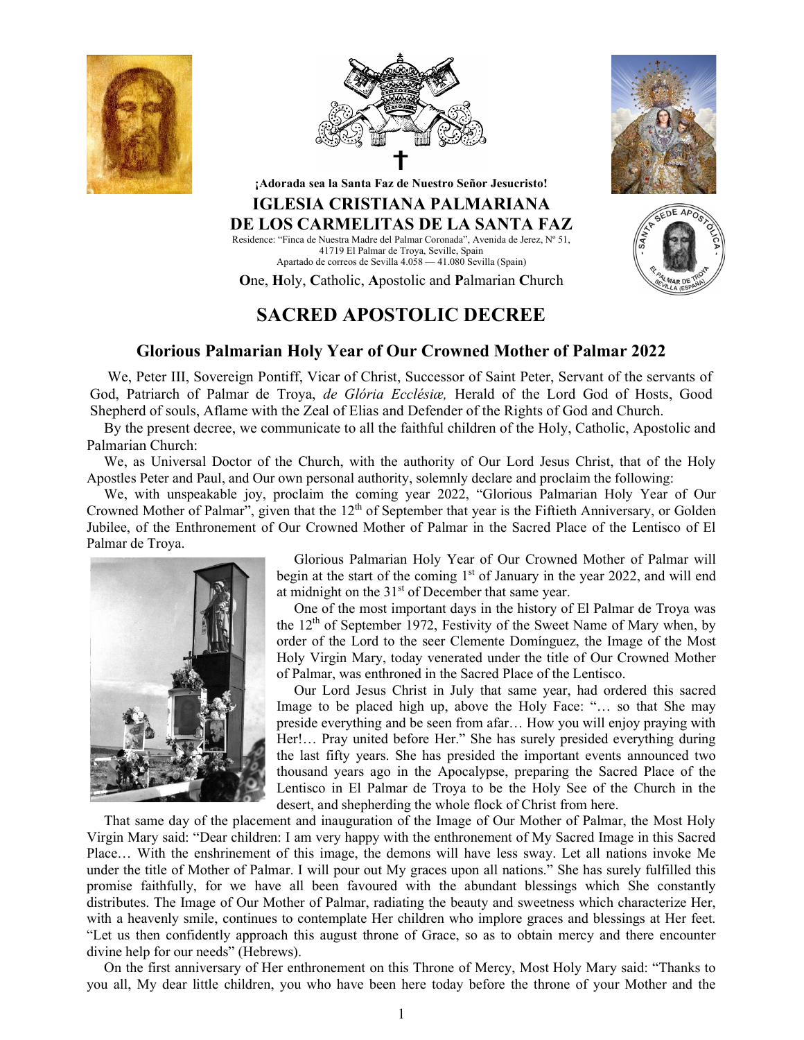¡Adorada sea la Santa Faz de Nuestro Señor Jesucristo!

**IGLESIA CRISTIANA PALMARIANA DE LOS CARMELITAS DE LA SANTA FAZ**

Residence: "Finca de Nuestra Madre del Palmar Coronada", Avenida de Jerez, Nº 51, 41719 El Palmar de Troya, Seville, Spain
Apartado de correos de Sevilla 4.058 — 41.080 Sevilla (Spain)

**O**ne, **H**oly, **C**atholic, **A**postolic and **P**almarian **C**hurch

# SACRED APOSTOLIC DECREE

## Glorious Palmarian Holy Year of Our Crowned Mother of Palmar 2022

We, Peter III, Sovereign Pontiff, Vicar of Christ, Successor of Saint Peter, Servant of the servants of God, Patriarch of Palmar de Troya, *de Glória Ecclésiæ,* Herald of the Lord God of Hosts, Good Shepherd of souls, Aflame with the Zeal of Elias and Defender of the Rights of God and Church.

By the present decree, we communicate to all the faithful children of the Holy, Catholic, Apostolic and Palmarian Church:

We, as Universal Doctor of the Church, with the authority of Our Lord Jesus Christ, that of the Holy Apostles Peter and Paul, and Our own personal authority, solemnly declare and proclaim the following:

We, with unspeakable joy, proclaim the coming year 2022, "Glorious Palmarian Holy Year of Our Crowned Mother of Palmar", given that the 12th of September that year is the Fiftieth Anniversary, or Golden Jubilee, of the Enthronement of Our Crowned Mother of Palmar in the Sacred Place of the Lentisco of El Palmar de Troya.

Glorious Palmarian Holy Year of Our Crowned Mother of Palmar will begin at the start of the coming 1st of January in the year 2022, and will end at midnight on the 31st of December that same year.

One of the most important days in the history of El Palmar de Troya was the 12th of September 1972, Festivity of the Sweet Name of Mary when, by order of the Lord to the seer Clemente Domínguez, the Image of the Most Holy Virgin Mary, today venerated under the title of Our Crowned Mother of Palmar, was enthroned in the Sacred Place of the Lentisco.

Our Lord Jesus Christ in July that same year, had ordered this sacred Image to be placed high up, above the Holy Face: "… so that She may preside everything and be seen from afar… How you will enjoy praying with Her!… Pray united before Her." She has surely presided everything during the last fifty years. She has presided the important events announced two thousand years ago in the Apocalypse, preparing the Sacred Place of the Lentisco in El Palmar de Troya to be the Holy See of the Church in the desert, and shepherding the whole flock of Christ from here.

That same day of the placement and inauguration of the Image of Our Mother of Palmar, the Most Holy Virgin Mary said: "Dear children: I am very happy with the enthronement of My Sacred Image in this Sacred Place… With the enshrinement of this image, the demons will have less sway. Let all nations invoke Me under the title of Mother of Palmar. I will pour out My graces upon all nations." She has surely fulfilled this promise faithfully, for we have all been favoured with the abundant blessings which She constantly distributes. The Image of Our Mother of Palmar, radiating the beauty and sweetness which characterize Her, with a heavenly smile, continues to contemplate Her children who implore graces and blessings at Her feet. "Let us then confidently approach this august throne of Grace, so as to obtain mercy and there encounter divine help for our needs" (Hebrews).

On the first anniversary of Her enthronement on this Throne of Mercy, Most Holy Mary said: "Thanks to you all, My dear little children, you who have been here today before the throne of your Mother and the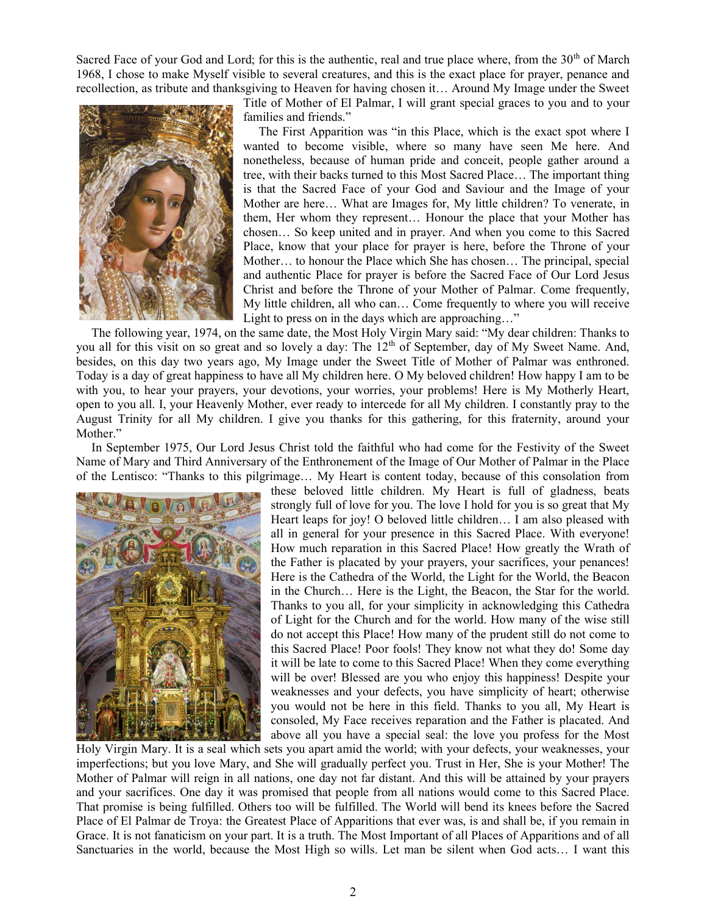Sacred Face of your God and Lord; for this is the authentic, real and true place where, from the 30th of March 1968, I chose to make Myself visible to several creatures, and this is the exact place for prayer, penance and recollection, as tribute and thanksgiving to Heaven for having chosen it… Around My Image under the Sweet Title of Mother of El Palmar, I will grant special graces to you and to your families and friends."

The First Apparition was "in this Place, which is the exact spot where I wanted to become visible, where so many have seen Me here. And nonetheless, because of human pride and conceit, people gather around a tree, with their backs turned to this Most Sacred Place… The important thing is that the Sacred Face of your God and Saviour and the Image of your Mother are here… What are Images for, My little children? To venerate, in them, Her whom they represent… Honour the place that your Mother has chosen… So keep united and in prayer. And when you come to this Sacred Place, know that your place for prayer is here, before the Throne of your Mother… to honour the Place which She has chosen… The principal, special and authentic Place for prayer is before the Sacred Face of Our Lord Jesus Christ and before the Throne of your Mother of Palmar. Come frequently, My little children, all who can… Come frequently to where you will receive Light to press on in the days which are approaching…"

The following year, 1974, on the same date, the Most Holy Virgin Mary said: "My dear children: Thanks to you all for this visit on so great and so lovely a day: The 12th of September, day of My Sweet Name. And, besides, on this day two years ago, My Image under the Sweet Title of Mother of Palmar was enthroned. Today is a day of great happiness to have all My children here. O My beloved children! How happy I am to be with you, to hear your prayers, your devotions, your worries, your problems! Here is My Motherly Heart, open to you all. I, your Heavenly Mother, ever ready to intercede for all My children. I constantly pray to the August Trinity for all My children. I give you thanks for this gathering, for this fraternity, around your Mother."

In September 1975, Our Lord Jesus Christ told the faithful who had come for the Festivity of the Sweet Name of Mary and Third Anniversary of the Enthronement of the Image of Our Mother of Palmar in the Place of the Lentisco: "Thanks to this pilgrimage… My Heart is content today, because of this consolation from these beloved little children. My Heart is full of gladness, beats strongly full of love for you. The love I hold for you is so great that My Heart leaps for joy! O beloved little children… I am also pleased with all in general for your presence in this Sacred Place. With everyone! How much reparation in this Sacred Place! How greatly the Wrath of the Father is placated by your prayers, your sacrifices, your penances! Here is the Cathedra of the World, the Light for the World, the Beacon in the Church… Here is the Light, the Beacon, the Star for the world. Thanks to you all, for your simplicity in acknowledging this Cathedra of Light for the Church and for the world. How many of the wise still do not accept this Place! How many of the prudent still do not come to this Sacred Place! Poor fools! They know not what they do! Some day it will be late to come to this Sacred Place! When they come everything will be over! Blessed are you who enjoy this happiness! Despite your weaknesses and your defects, you have simplicity of heart; otherwise you would not be here in this field. Thanks to you all, My Heart is consoled, My Face receives reparation and the Father is placated. And above all you have a special seal: the love you profess for the Most Holy Virgin Mary. It is a seal which sets you apart amid the world; with your defects, your weaknesses, your imperfections; but you love Mary, and She will gradually perfect you. Trust in Her, She is your Mother! The Mother of Palmar will reign in all nations, one day not far distant. And this will be attained by your prayers and your sacrifices. One day it was promised that people from all nations would come to this Sacred Place. That promise is being fulfilled. Others too will be fulfilled. The World will bend its knees before the Sacred Place of El Palmar de Troya: the Greatest Place of Apparitions that ever was, is and shall be, if you remain in Grace. It is not fanaticism on your part. It is a truth. The Most Important of all Places of Apparitions and of all Sanctuaries in the world, because the Most High so wills. Let man be silent when God acts… I want this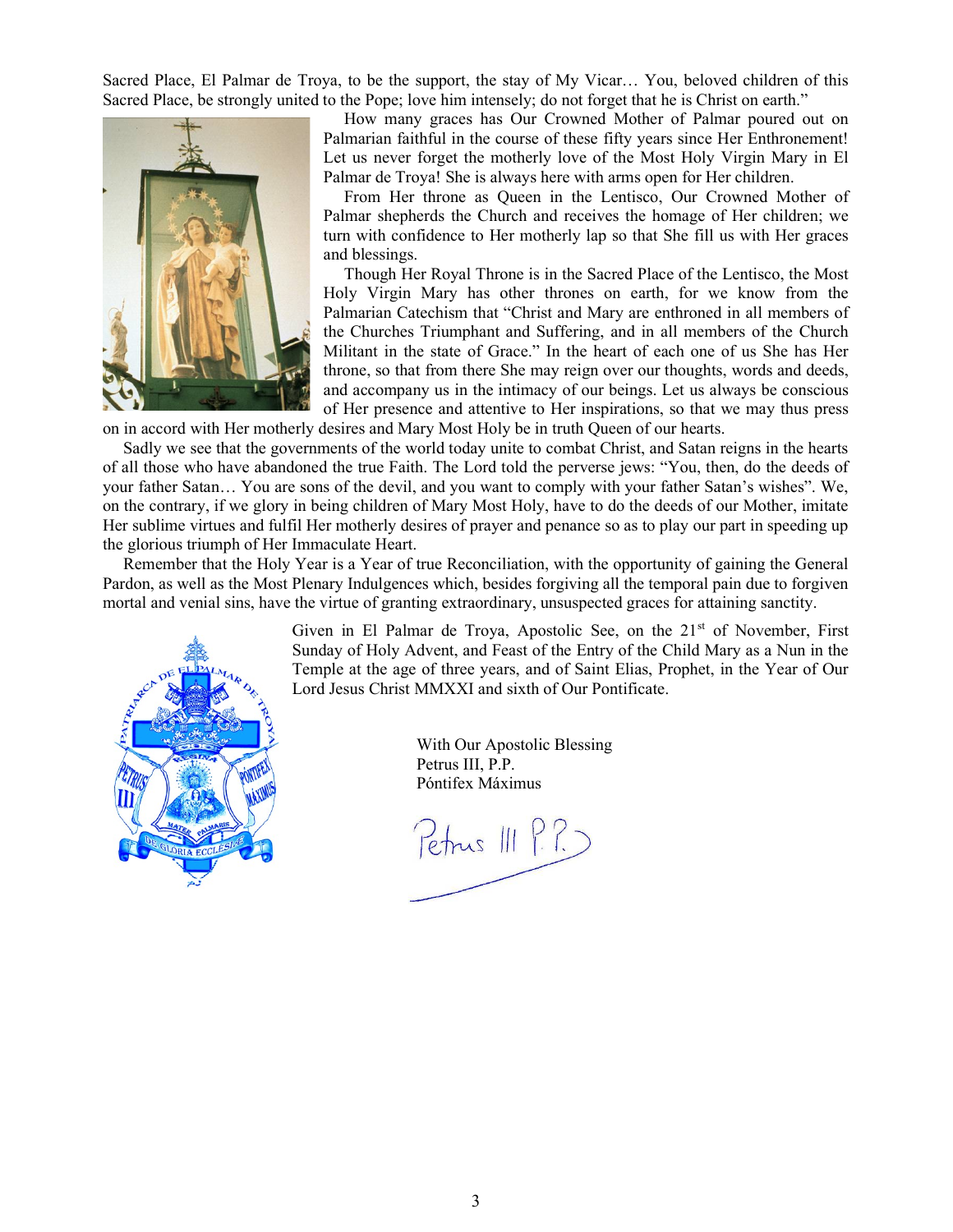Sacred Place, El Palmar de Troya, to be the support, the stay of My Vicar… You, beloved children of this Sacred Place, be strongly united to the Pope; love him intensely; do not forget that he is Christ on earth."

How many graces has Our Crowned Mother of Palmar poured out on Palmarian faithful in the course of these fifty years since Her Enthronement! Let us never forget the motherly love of the Most Holy Virgin Mary in El Palmar de Troya! She is always here with arms open for Her children.

From Her throne as Queen in the Lentisco, Our Crowned Mother of Palmar shepherds the Church and receives the homage of Her children; we turn with confidence to Her motherly lap so that She fill us with Her graces and blessings.

Though Her Royal Throne is in the Sacred Place of the Lentisco, the Most Holy Virgin Mary has other thrones on earth, for we know from the Palmarian Catechism that "Christ and Mary are enthroned in all members of the Churches Triumphant and Suffering, and in all members of the Church Militant in the state of Grace." In the heart of each one of us She has Her throne, so that from there She may reign over our thoughts, words and deeds, and accompany us in the intimacy of our beings. Let us always be conscious of Her presence and attentive to Her inspirations, so that we may thus press on in accord with Her motherly desires and Mary Most Holy be in truth Queen of our hearts.

Sadly we see that the governments of the world today unite to combat Christ, and Satan reigns in the hearts of all those who have abandoned the true Faith. The Lord told the perverse jews: "You, then, do the deeds of your father Satan… You are sons of the devil, and you want to comply with your father Satan's wishes". We, on the contrary, if we glory in being children of Mary Most Holy, have to do the deeds of our Mother, imitate Her sublime virtues and fulfil Her motherly desires of prayer and penance so as to play our part in speeding up the glorious triumph of Her Immaculate Heart.

Remember that the Holy Year is a Year of true Reconciliation, with the opportunity of gaining the General Pardon, as well as the Most Plenary Indulgences which, besides forgiving all the temporal pain due to forgiven mortal and venial sins, have the virtue of granting extraordinary, unsuspected graces for attaining sanctity.

Given in El Palmar de Troya, Apostolic See, on the 21st of November, First Sunday of Holy Advent, and Feast of the Entry of the Child Mary as a Nun in the Temple at the age of three years, and of Saint Elias, Prophet, in the Year of Our Lord Jesus Christ MMXXI and sixth of Our Pontificate.

With Our Apostolic Blessing
Petrus III, P.P.
Póntifex Máximus

Petrus III P.P.